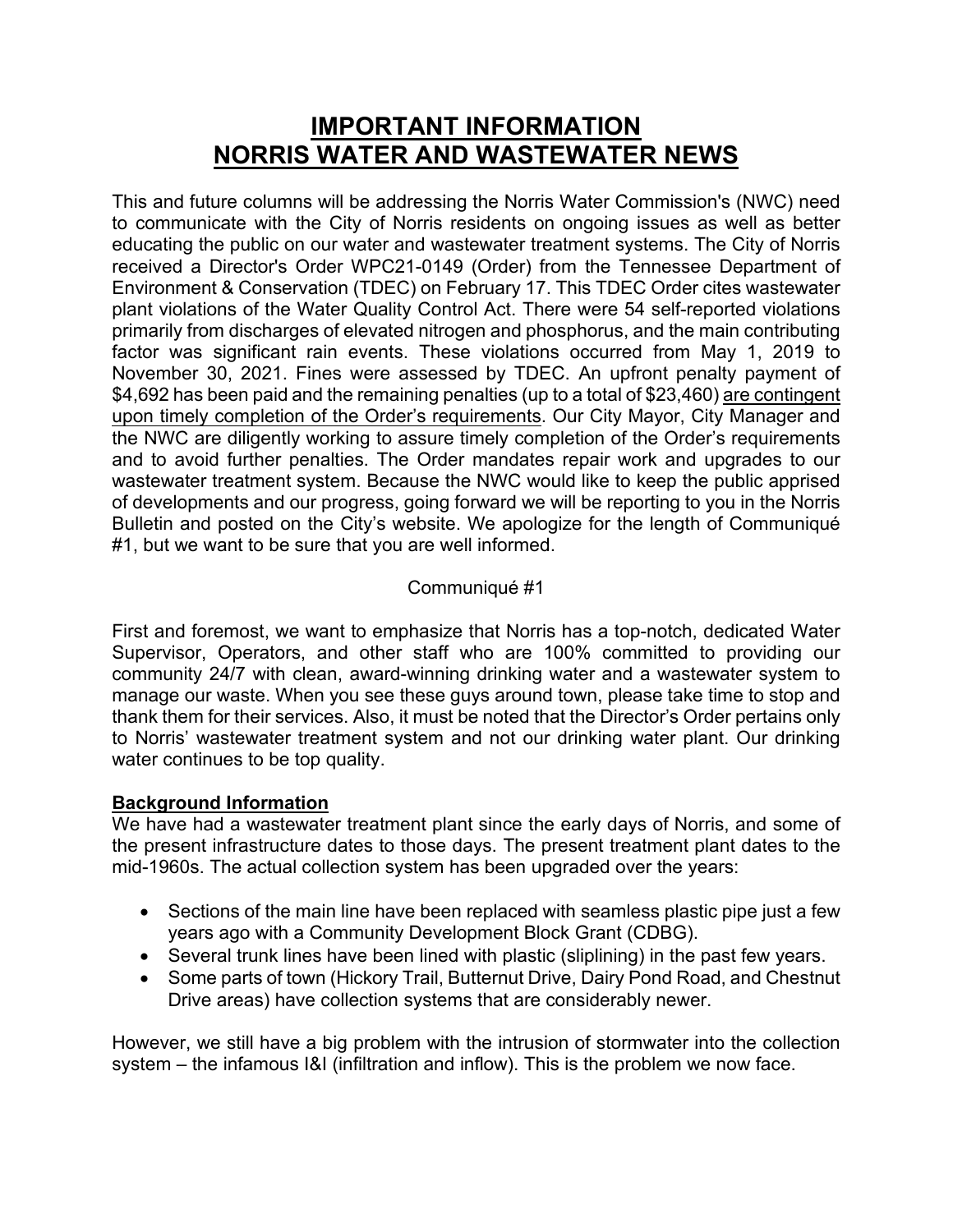# IMPORTANT INFORMATION
# NORRIS WATER AND WASTEWATER NEWS

This and future columns will be addressing the Norris Water Commission's (NWC) need to communicate with the City of Norris residents on ongoing issues as well as better educating the public on our water and wastewater treatment systems. The City of Norris received a Director's Order WPC21-0149 (Order) from the Tennessee Department of Environment & Conservation (TDEC) on February 17. This TDEC Order cites wastewater plant violations of the Water Quality Control Act. There were 54 self-reported violations primarily from discharges of elevated nitrogen and phosphorus, and the main contributing factor was significant rain events. These violations occurred from May 1, 2019 to November 30, 2021. Fines were assessed by TDEC. An upfront penalty payment of $4,692 has been paid and the remaining penalties (up to a total of $23,460) <u>are contingent upon timely completion of the Order's requirements</u>. Our City Mayor, City Manager and the NWC are diligently working to assure timely completion of the Order's requirements and to avoid further penalties. The Order mandates repair work and upgrades to our wastewater treatment system. Because the NWC would like to keep the public apprised of developments and our progress, going forward we will be reporting to you in the Norris Bulletin and posted on the City's website. We apologize for the length of Communiqué #1, but we want to be sure that you are well informed.

Communiqué #1

First and foremost, we want to emphasize that Norris has a top-notch, dedicated Water Supervisor, Operators, and other staff who are 100% committed to providing our community 24/7 with clean, award-winning drinking water and a wastewater system to manage our waste. When you see these guys around town, please take time to stop and thank them for their services. Also, it must be noted that the Director's Order pertains only to Norris' wastewater treatment system and not our drinking water plant. Our drinking water continues to be top quality.

**<u>Background Information</u>**

We have had a wastewater treatment plant since the early days of Norris, and some of the present infrastructure dates to those days. The present treatment plant dates to the mid-1960s. The actual collection system has been upgraded over the years:

- Sections of the main line have been replaced with seamless plastic pipe just a few years ago with a Community Development Block Grant (CDBG).
- Several trunk lines have been lined with plastic (sliplining) in the past few years.
- Some parts of town (Hickory Trail, Butternut Drive, Dairy Pond Road, and Chestnut Drive areas) have collection systems that are considerably newer.

However, we still have a big problem with the intrusion of stormwater into the collection system – the infamous I&I (infiltration and inflow). This is the problem we now face.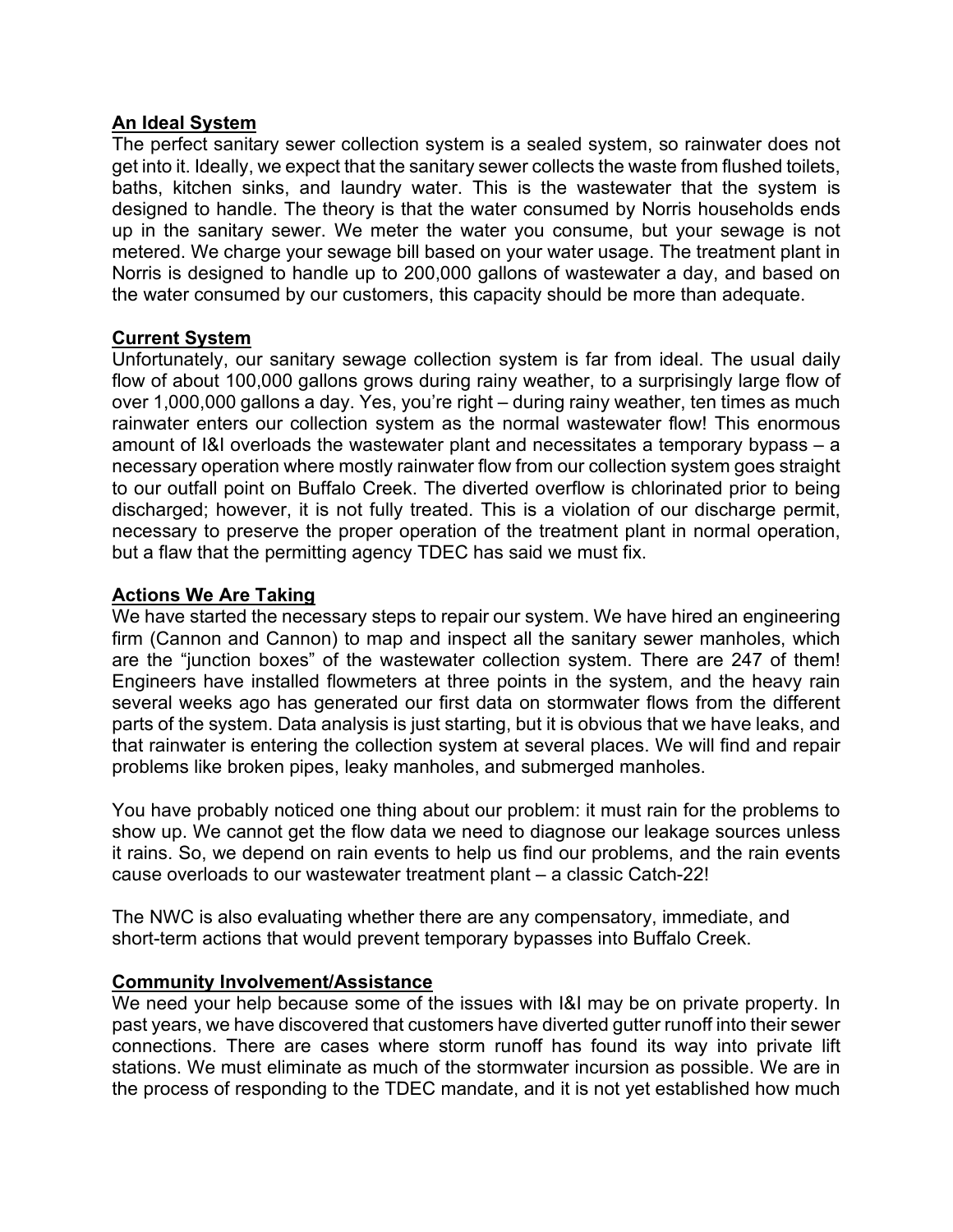## An Ideal System

The perfect sanitary sewer collection system is a sealed system, so rainwater does not get into it. Ideally, we expect that the sanitary sewer collects the waste from flushed toilets, baths, kitchen sinks, and laundry water. This is the wastewater that the system is designed to handle. The theory is that the water consumed by Norris households ends up in the sanitary sewer. We meter the water you consume, but your sewage is not metered. We charge your sewage bill based on your water usage. The treatment plant in Norris is designed to handle up to 200,000 gallons of wastewater a day, and based on the water consumed by our customers, this capacity should be more than adequate.

## Current System

Unfortunately, our sanitary sewage collection system is far from ideal. The usual daily flow of about 100,000 gallons grows during rainy weather, to a surprisingly large flow of over 1,000,000 gallons a day. Yes, you're right – during rainy weather, ten times as much rainwater enters our collection system as the normal wastewater flow! This enormous amount of I&I overloads the wastewater plant and necessitates a temporary bypass – a necessary operation where mostly rainwater flow from our collection system goes straight to our outfall point on Buffalo Creek. The diverted overflow is chlorinated prior to being discharged; however, it is not fully treated. This is a violation of our discharge permit, necessary to preserve the proper operation of the treatment plant in normal operation, but a flaw that the permitting agency TDEC has said we must fix.

## Actions We Are Taking

We have started the necessary steps to repair our system. We have hired an engineering firm (Cannon and Cannon) to map and inspect all the sanitary sewer manholes, which are the "junction boxes" of the wastewater collection system. There are 247 of them! Engineers have installed flowmeters at three points in the system, and the heavy rain several weeks ago has generated our first data on stormwater flows from the different parts of the system. Data analysis is just starting, but it is obvious that we have leaks, and that rainwater is entering the collection system at several places. We will find and repair problems like broken pipes, leaky manholes, and submerged manholes.

You have probably noticed one thing about our problem: it must rain for the problems to show up. We cannot get the flow data we need to diagnose our leakage sources unless it rains. So, we depend on rain events to help us find our problems, and the rain events cause overloads to our wastewater treatment plant – a classic Catch-22!

The NWC is also evaluating whether there are any compensatory, immediate, and short-term actions that would prevent temporary bypasses into Buffalo Creek.

## Community Involvement/Assistance

We need your help because some of the issues with I&I may be on private property. In past years, we have discovered that customers have diverted gutter runoff into their sewer connections. There are cases where storm runoff has found its way into private lift stations. We must eliminate as much of the stormwater incursion as possible. We are in the process of responding to the TDEC mandate, and it is not yet established how much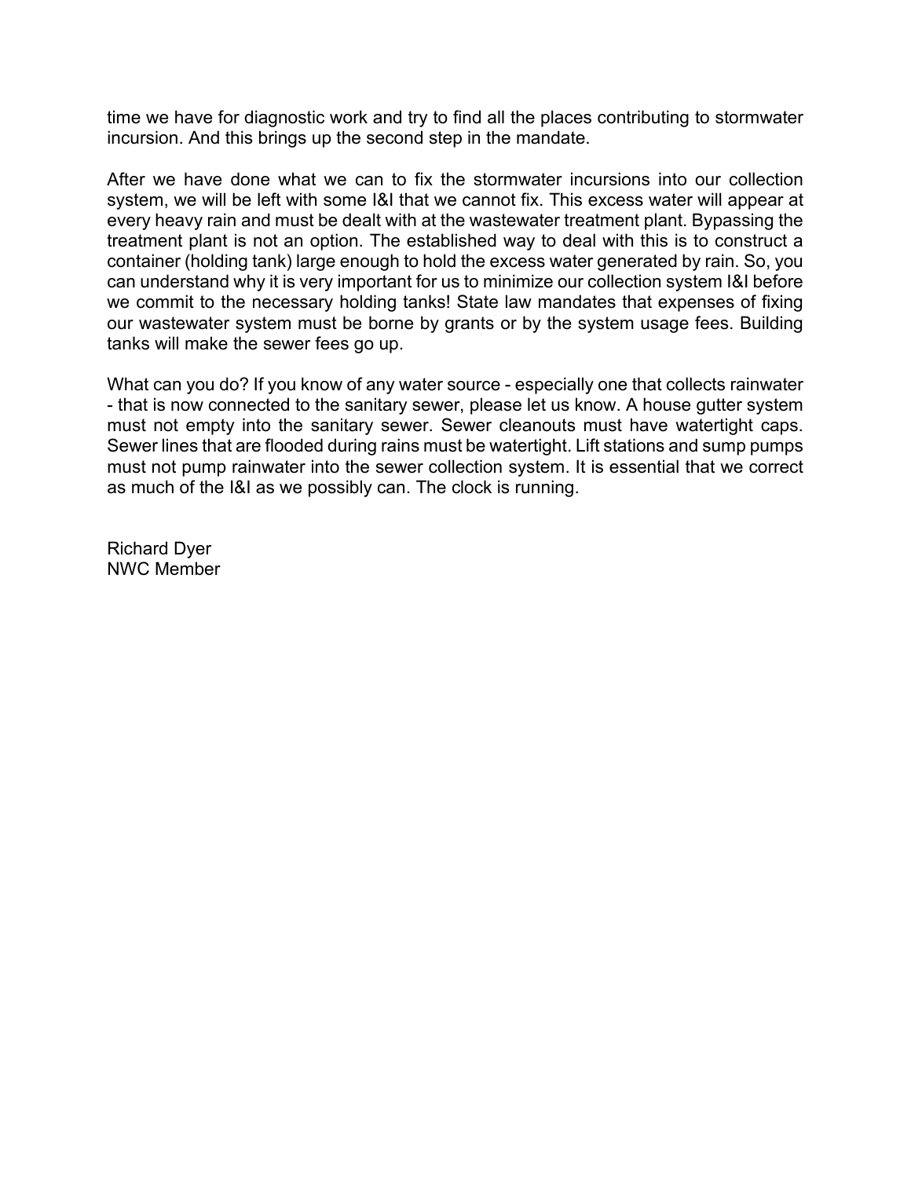time we have for diagnostic work and try to find all the places contributing to stormwater incursion. And this brings up the second step in the mandate.

After we have done what we can to fix the stormwater incursions into our collection system, we will be left with some I&I that we cannot fix. This excess water will appear at every heavy rain and must be dealt with at the wastewater treatment plant. Bypassing the treatment plant is not an option. The established way to deal with this is to construct a container (holding tank) large enough to hold the excess water generated by rain. So, you can understand why it is very important for us to minimize our collection system I&I before we commit to the necessary holding tanks! State law mandates that expenses of fixing our wastewater system must be borne by grants or by the system usage fees. Building tanks will make the sewer fees go up.

What can you do? If you know of any water source - especially one that collects rainwater - that is now connected to the sanitary sewer, please let us know. A house gutter system must not empty into the sanitary sewer. Sewer cleanouts must have watertight caps. Sewer lines that are flooded during rains must be watertight. Lift stations and sump pumps must not pump rainwater into the sewer collection system. It is essential that we correct as much of the I&I as we possibly can. The clock is running.

Richard Dyer
NWC Member